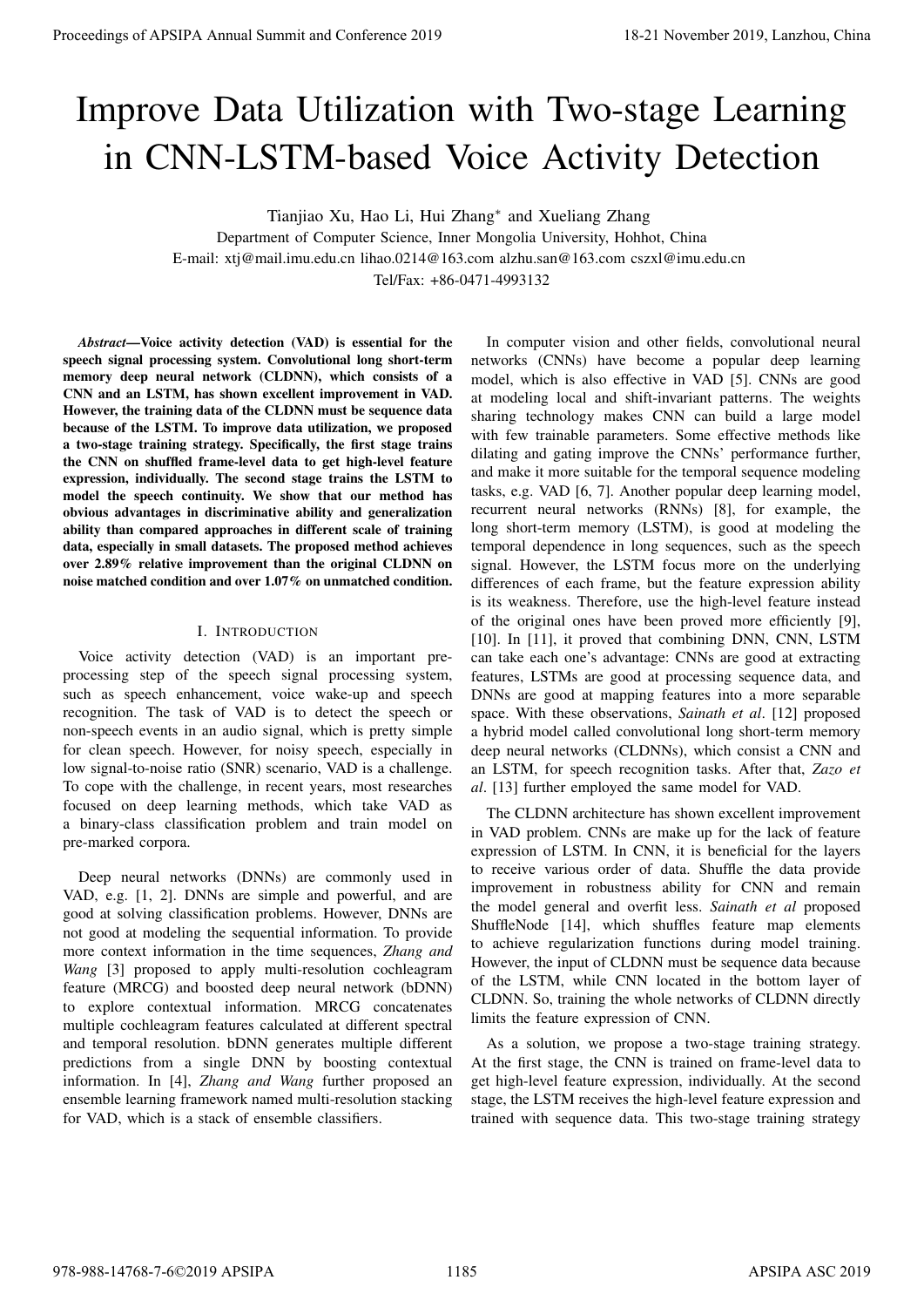# Improve Data Utilization with Two-stage Learning in CNN-LSTM-based Voice Activity Detection

Tianjiao Xu, Hao Li, Hui Zhang* and Xueliang Zhang

Department of Computer Science, Inner Mongolia University, Hohhot, China

E-mail: xtj@mail.imu.edu.cn lihao.0214@163.com alzhu.san@163.com cszxl@imu.edu.cn

Tel/Fax: +86-0471-4993132

***Abstract*—Voice activity detection (VAD) is essential for the speech signal processing system. Convolutional long short-term memory deep neural network (CLDNN), which consists of a CNN and an LSTM, has shown excellent improvement in VAD. However, the training data of the CLDNN must be sequence data because of the LSTM. To improve data utilization, we proposed a two-stage training strategy. Specifically, the first stage trains the CNN on shuffled frame-level data to get high-level feature expression, individually. The second stage trains the LSTM to model the speech continuity. We show that our method has obvious advantages in discriminative ability and generalization ability than compared approaches in different scale of training data, especially in small datasets. The proposed method achieves over 2.89% relative improvement than the original CLDNN on noise matched condition and over 1.07% on unmatched condition.**

## I. Introduction

Voice activity detection (VAD) is an important pre-processing step of the speech signal processing system, such as speech enhancement, voice wake-up and speech recognition. The task of VAD is to detect the speech or non-speech events in an audio signal, which is pretty simple for clean speech. However, for noisy speech, especially in low signal-to-noise ratio (SNR) scenario, VAD is a challenge. To cope with the challenge, in recent years, most researches focused on deep learning methods, which take VAD as a binary-class classification problem and train model on pre-marked corpora.

Deep neural networks (DNNs) are commonly used in VAD, e.g. [1, 2]. DNNs are simple and powerful, and are good at solving classification problems. However, DNNs are not good at modeling the sequential information. To provide more context information in the time sequences, *Zhang and Wang* [3] proposed to apply multi-resolution cochleagram feature (MRCG) and boosted deep neural network (bDNN) to exploit contextual information. MRCG concatenates multiple cochleagram features calculated at different spectral and temporal resolution. bDNN generates multiple different predictions from a single DNN by boosting contextual information. In [4], *Zhang and Wang* further proposed an ensemble learning framework named multi-resolution stacking for VAD, which is a stack of ensemble classifiers.

In computer vision and other fields, convolutional neural networks (CNNs) have become a popular deep learning model, which is also effective in VAD [5]. CNNs are good at modeling local and shift-invariant patterns. The weights sharing technology makes CNN can build a large model with few trainable parameters. Some effective methods like dilating and gating improve the CNNs' performance further, and make it more suitable for the temporal sequence modeling tasks, e.g. VAD [6, 7]. Another popular deep learning model, recurrent neural networks (RNNs) [8], for example, the long short-term memory (LSTM), is good at modeling the temporal dependence in long sequences, such as the speech signal. However, the LSTM focus more on the underlying differences of each frame, but the feature expression ability is its weakness. Therefore, use the high-level feature instead of the original ones have been proved more efficiently [9], [10]. In [11], it proved that combining DNN, CNN, LSTM can take each one's advantage: CNNs are good at extracting features, LSTMs are good at processing sequence data, and DNNs are good at mapping features into a more separable space. With these observations, *Sainath et al*. [12] proposed a hybrid model called convolutional long short-term memory deep neural networks (CLDNNs), which consist a CNN and an LSTM, for speech recognition tasks. After that, *Zazo et al*. [13] further employed the same model for VAD.

The CLDNN architecture has shown excellent improvement in VAD problem. CNNs are make up for the lack of feature expression of LSTM. In CNN, it is beneficial for the layers to receive various order of data. Shuffle the data provide improvement in robustness ability for CNN and remain the model general and overfit less. *Sainath et al* proposed ShuffleNode [14], which shuffles feature map elements to achieve regularization functions during model training. However, the input of CLDNN must be sequence data because of the LSTM, while CNN located in the bottom layer of CLDNN. So, training the whole networks of CLDNN directly limits the feature expression of CNN.

As a solution, we propose a two-stage training strategy. At the first stage, the CNN is trained on frame-level data to get high-level feature expression, individually. At the second stage, the LSTM receives the high-level feature expression and trained with sequence data. This two-stage training strategy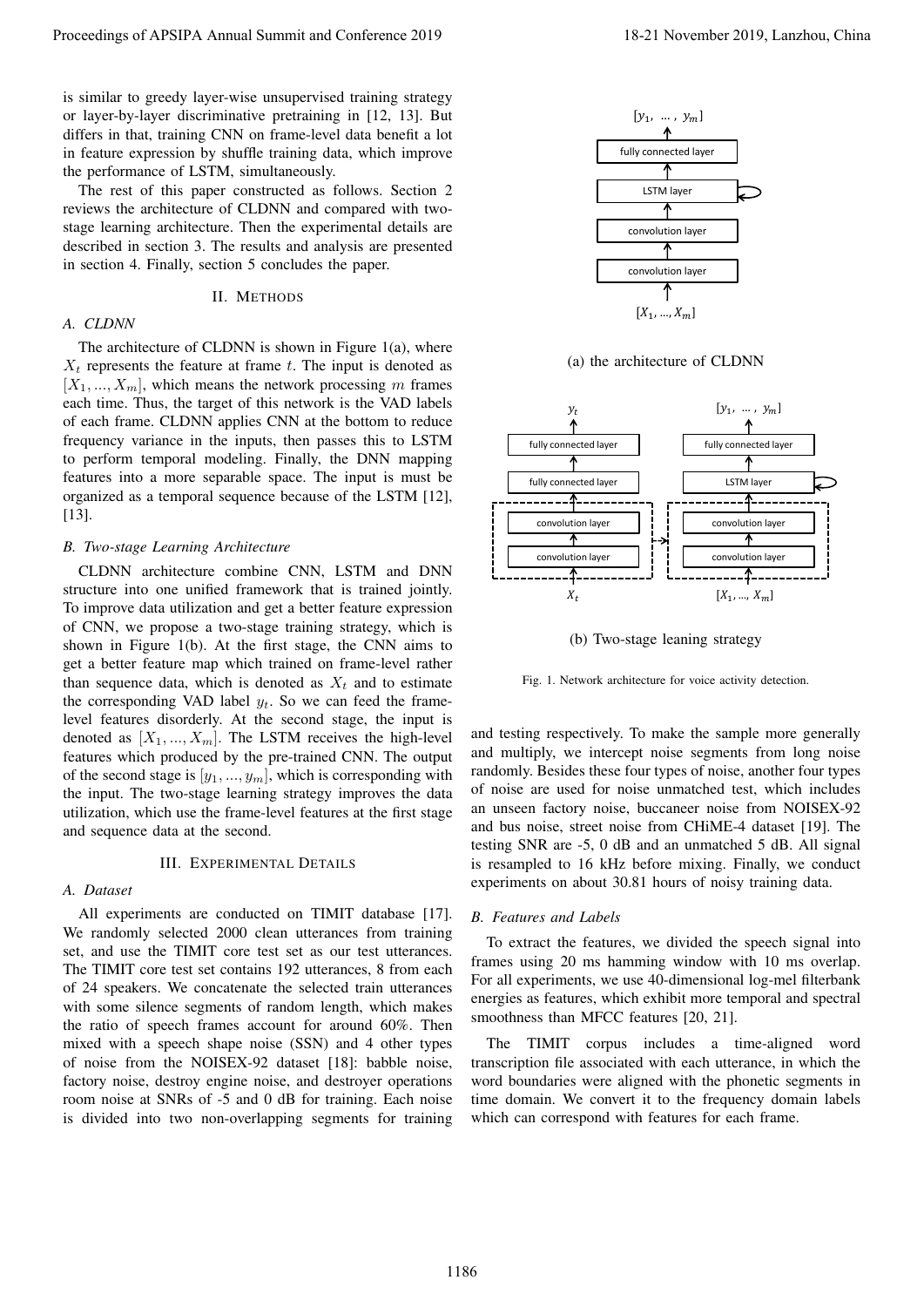is similar to greedy layer-wise unsupervised training strategy or layer-by-layer discriminative pretraining in [12, 13]. But differs in that, training CNN on frame-level data benefit a lot in feature expression by shuffle training data, which improve the performance of LSTM, simultaneously.

The rest of this paper constructed as follows. Section 2 reviews the architecture of CLDNN and compared with two-stage learning architecture. Then the experimental details are described in section 3. The results and analysis are presented in section 4. Finally, section 5 concludes the paper.

## II. Methods

### A. CLDNN

The architecture of CLDNN is shown in Figure 1(a), where $X_t$ represents the feature at frame $t$. The input is denoted as $[X_1, ..., X_m]$, which means the network processing $m$ frames each time. Thus, the target of this network is the VAD labels of each frame. CLDNN applies CNN at the bottom to reduce frequency variance in the inputs, then passes this to LSTM to perform temporal modeling. Finally, the DNN mapping features into a more separable space. The input is must be organized as a temporal sequence because of the LSTM [12], [13].

### B. Two-stage Learning Architecture

CLDNN architecture combine CNN, LSTM and DNN structure into one unified framework that is trained jointly. To improve data utilization and get a better feature expression of CNN, we propose a two-stage training strategy, which is shown in Figure 1(b). At the first stage, the CNN aims to get a better feature map which trained on frame-level rather than sequence data, which is denoted as $X_t$ and to estimate the corresponding VAD label $y_t$. So we can feed the frame-level features disorderly. At the second stage, the input is denoted as $[X_1, ..., X_m]$. The LSTM receives the high-level features which produced by the pre-trained CNN. The output of the second stage is $[y_1, ..., y_m]$, which is corresponding with the input. The two-stage learning strategy improves the data utilization, which use the frame-level features at the first stage and sequence data at the second.

$[y_1, \ldots, y_m]$

fully connected layer

LSTM layer

convolution layer

convolution layer

$[X_1, \ldots, X_m]$

(a) the architecture of CLDNN

$y_t$

fully connected layer

fully connected layer

convolution layer

convolution layer

$X_t$

$[y_1, \ldots, y_m]$

fully connected layer

LSTM layer

convolution layer

convolution layer

$[X_1, \ldots, X_m]$

(b) Two-stage leaning strategy

Fig. 1. Network architecture for voice activity detection.

## III. Experimental Details

### A. Dataset

All experiments are conducted on TIMIT database [17]. We randomly selected 2000 clean utterances from training set, and use the TIMIT core test set as our test utterances. The TIMIT core test set contains 192 utterances, 8 from each of 24 speakers. We concatenate the selected train utterances with some silence segments of random length, which makes the ratio of speech frames account for around 60%. Then mixed with a speech shape noise (SSN) and 4 other types of noise from the NOISEX-92 dataset [18]: babble noise, factory noise, destroy engine noise, and destroyer operations room noise at SNRs of -5 and 0 dB for training. Each noise is divided into two non-overlapping segments for training and testing respectively. To make the sample more generally and multiply, we intercept noise segments from long noise randomly. Besides these four types of noise, another four types of noise are used for noise unmatched test, which includes an unseen factory noise, buccaneer noise from NOISEX-92 and bus noise, street noise from CHiME-4 dataset [19]. The testing SNR are -5, 0 dB and an unmatched 5 dB. All signal is resampled to 16 kHz before mixing. Finally, we conduct experiments on about 30.81 hours of noisy training data.

### B. Features and Labels

To extract the features, we divided the speech signal into frames using 20 ms hamming window with 10 ms overlap. For all experiments, we use 40-dimensional log-mel filterbank energies as features, which exhibit more temporal and spectral smoothness than MFCC features [20, 21].

The TIMIT corpus includes a time-aligned word transcription file associated with each utterance, in which the word boundaries were aligned with the phonetic segments in time domain. We convert it to the frequency domain labels which can correspond with features for each frame.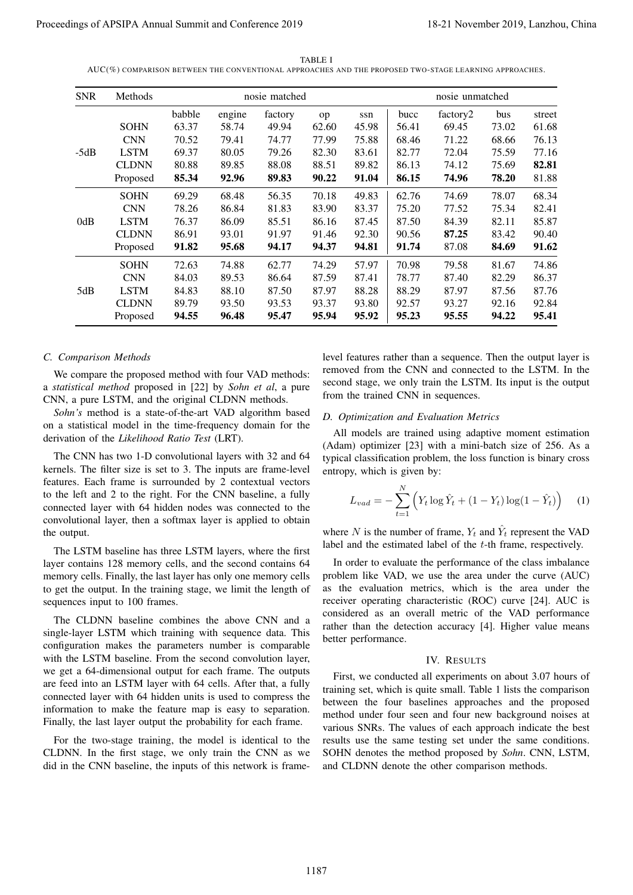TABLE I
AUC(%) COMPARISON BETWEEN THE CONVENTIONAL APPROACHES AND THE PROPOSED TWO-STAGE LEARNING APPROACHES.

| SNR | Methods | nosie matched | | | | | nosie unmatched | | | |
|---|---|---|---|---|---|---|---|---|---|---|
| | | babble | engine | factory | op | ssn | bucc | factory2 | bus | street |
| -5dB | SOHN | 63.37 | 58.74 | 49.94 | 62.60 | 45.98 | 56.41 | 69.45 | 73.02 | 61.68 |
| | CNN | 70.52 | 79.41 | 74.77 | 77.99 | 75.88 | 68.46 | 71.22 | 68.66 | 76.13 |
| | LSTM | 69.37 | 80.05 | 79.26 | 82.30 | 83.61 | 82.77 | 72.04 | 75.59 | 77.16 |
| | CLDNN | 80.88 | 89.85 | 88.08 | 88.51 | 89.82 | 86.13 | 74.12 | 75.69 | **82.81** |
| | Proposed | **85.34** | **92.96** | **89.83** | **90.22** | **91.04** | **86.15** | **74.96** | **78.20** | 81.88 |
| 0dB | SOHN | 69.29 | 68.48 | 56.35 | 70.18 | 49.83 | 62.76 | 74.69 | 78.07 | 68.34 |
| | CNN | 78.26 | 86.84 | 81.83 | 83.90 | 83.37 | 75.20 | 77.52 | 75.34 | 82.41 |
| | LSTM | 76.37 | 86.09 | 85.51 | 86.16 | 87.45 | 87.50 | 84.39 | 82.11 | 85.87 |
| | CLDNN | 86.91 | 93.01 | 91.97 | 91.46 | 92.30 | 90.56 | **87.25** | 83.42 | 90.40 |
| | Proposed | **91.82** | **95.68** | **94.17** | **94.37** | **94.81** | **91.74** | 87.08 | **84.69** | **91.62** |
| 5dB | SOHN | 72.63 | 74.88 | 62.77 | 74.29 | 57.97 | 70.98 | 79.58 | 81.67 | 74.86 |
| | CNN | 84.03 | 89.53 | 86.64 | 87.59 | 87.41 | 78.77 | 87.40 | 82.29 | 86.37 |
| | LSTM | 84.83 | 88.10 | 87.50 | 87.97 | 88.28 | 88.29 | 87.97 | 87.56 | 87.76 |
| | CLDNN | 89.79 | 93.50 | 93.53 | 93.37 | 93.80 | 92.57 | 93.27 | 92.16 | 92.84 |
| | Proposed | **94.55** | **96.48** | **95.47** | **95.94** | **95.92** | **95.23** | **95.55** | **94.22** | **95.41** |

### C. Comparison Methods

We compare the proposed method with four VAD methods: a *statistical method* proposed in [22] by *Sohn et al*, a pure CNN, a pure LSTM, and the original CLDNN methods.

*Sohn's* method is a state-of-the-art VAD algorithm based on a statistical model in the time-frequency domain for the derivation of the *Likelihood Ratio Test* (LRT).

The CNN has two 1-D convolutional layers with 32 and 64 kernels. The filter size is set to 3. The inputs are frame-level features. Each frame is surrounded by 2 contextual vectors to the left and 2 to the right. For the CNN baseline, a fully connected layer with 64 hidden nodes was connected to the convolutional layer, then a softmax layer is applied to obtain the output.

The LSTM baseline has three LSTM layers, where the first layer contains 128 memory cells, and the second contains 64 memory cells. Finally, the last layer has only one memory cells to get the output. In the training stage, we limit the length of sequences input to 100 frames.

The CLDNN baseline combines the above CNN and a single-layer LSTM which training with sequence data. This configuration makes the parameters number is comparable with the LSTM baseline. From the second convolution layer, we get a 64-dimensional output for each frame. The outputs are feed into an LSTM layer with 64 cells. After that, a fully connected layer with 64 hidden units is used to compress the information to make the feature map is easy to separation. Finally, the last layer output the probability for each frame.

For the two-stage training, the model is identical to the CLDNN. In the first stage, we only train the CNN as we did in the CNN baseline, the inputs of this network is frame-level features rather than a sequence. Then the output layer is removed from the CNN and connected to the LSTM. In the second stage, we only train the LSTM. Its input is the output from the trained CNN in sequences.

### D. Optimization and Evaluation Metrics

All models are trained using adaptive moment estimation (Adam) optimizer [23] with a mini-batch size of 256. As a typical classification problem, the loss function is binary cross entropy, which is given by:

$$L_{vad} = -\sum_{t=1}^{N}\Big(Y_t \log \hat{Y}_t + (1 - Y_t)\log(1 - \hat{Y}_t)\Big) \quad (1)$$

where $N$ is the number of frame, $Y_t$ and $\hat{Y}_t$ represent the VAD label and the estimated label of the $t$-th frame, respectively.

In order to evaluate the performance of the class imbalance problem like VAD, we use the area under the curve (AUC) as the evaluation metrics, which is the area under the receiver operating characteristic (ROC) curve [24]. AUC is considered as an overall metric of the VAD performance rather than the detection accuracy [4]. Higher value means better performance.

## IV. RESULTS

First, we conducted all experiments on about 3.07 hours of training set, which is quite small. Table 1 lists the comparison between the four baselines approaches and the proposed method under four seen and four new background noises at various SNRs. The values of each approach indicate the best results use the same testing set under the same conditions. SOHN denotes the method proposed by *Sohn*. CNN, LSTM, and CLDNN denote the other comparison methods.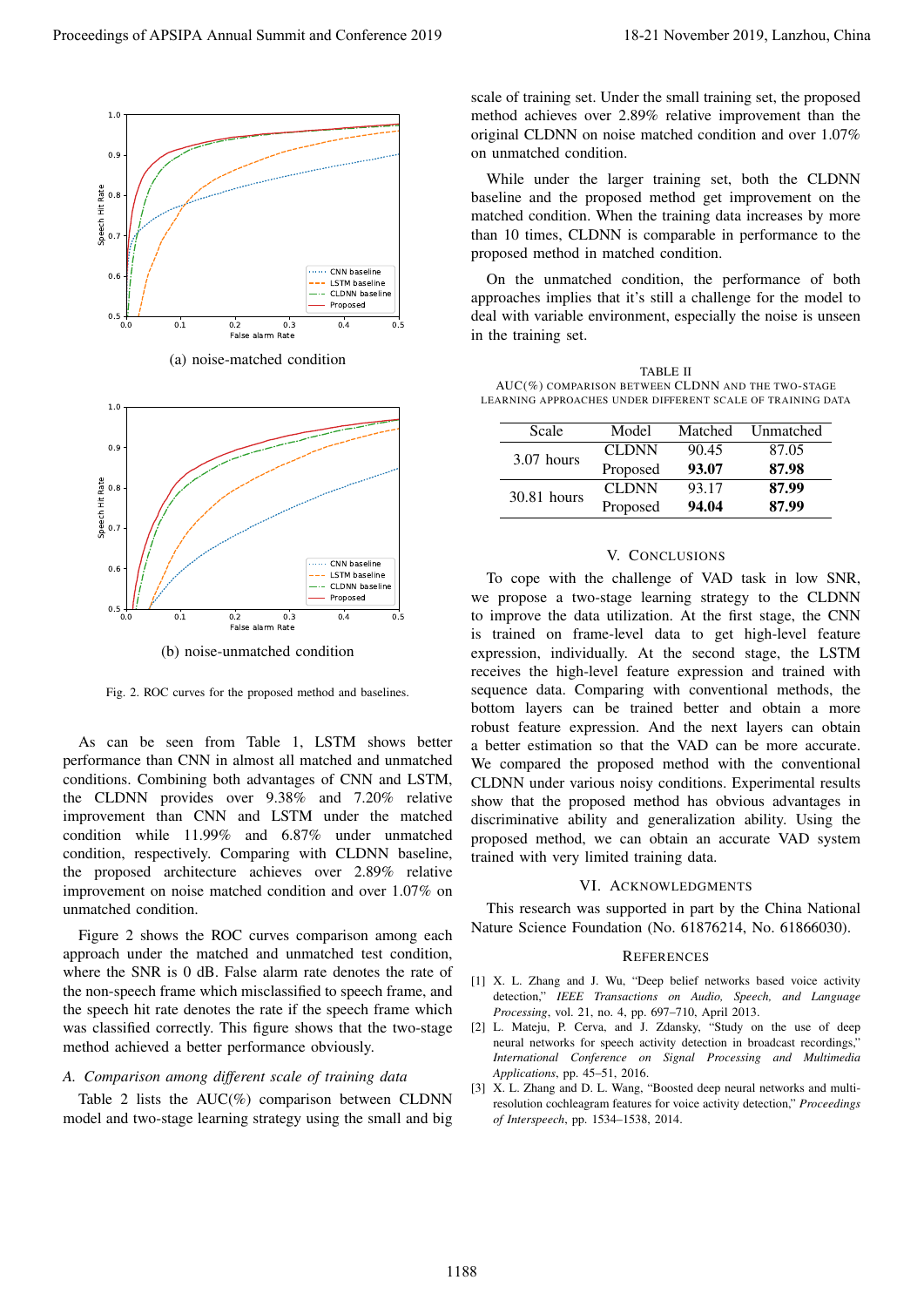1.0

0.9

0.8

0.7

0.6

0.5

Speech Hit Rate

0.0 0.1 0.2 0.3 0.4 0.5

False alarm Rate

CNN baseline
LSTM baseline
CLDNN baseline
Proposed

(a) noise-matched condition

1.0

0.9

0.8

0.7

0.6

0.5

Speech Hit Rate

0.0 0.1 0.2 0.3 0.4 0.5

False alarm Rate

CNN baseline
LSTM baseline
CLDNN baseline
Proposed

(b) noise-unmatched condition

Fig. 2. ROC curves for the proposed method and baselines.

As can be seen from Table 1, LSTM shows better performance than CNN in almost all matched and unmatched conditions. Combining both advantages of CNN and LSTM, the CLDNN provides over 9.38% and 7.20% relative improvement than CNN and LSTM under the matched condition while 11.99% and 6.87% under unmatched condition, respectively. Comparing with CLDNN baseline, the proposed architecture achieves over 2.89% relative improvement on noise matched condition and over 1.07% on unmatched condition.

Figure 2 shows the ROC curves comparison among each approach under the matched and unmatched test condition, where the SNR is 0 dB. False alarm rate denotes the rate of the non-speech frame which misclassified to speech frame, and the speech hit rate denotes the rate if the speech frame which was classified correctly. This figure shows that the two-stage method achieved a better performance obviously.

### A. Comparison among different scale of training data

Table 2 lists the AUC(%) comparison between CLDNN model and two-stage learning strategy using the small and big scale of training set. Under the small training set, the proposed method achieves over 2.89% relative improvement than the original CLDNN on noise matched condition and over 1.07% on unmatched condition.

While under the larger training set, both the CLDNN baseline and the proposed method get improvement on the matched condition. When the training data increases by more than 10 times, CLDNN is comparable in performance to the proposed method in matched condition.

On the unmatched condition, the performance of both approaches implies that it's still a challenge for the model to deal with variable environment, especially the noise is unseen in the training set.

TABLE II
AUC(%) COMPARISON BETWEEN CLDNN AND THE TWO-STAGE LEARNING APPROACHES UNDER DIFFERENT SCALE OF TRAINING DATA

| Scale | Model | Matched | Unmatched |
|---|---|---|---|
| 3.07 hours | CLDNN | 90.45 | 87.05 |
| | Proposed | **93.07** | **87.98** |
| 30.81 hours | CLDNN | 93.17 | **87.99** |
| | Proposed | **94.04** | **87.99** |

## V. Conclusions

To cope with the challenge of VAD task in low SNR, we propose a two-stage learning strategy to the CLDNN to improve the data utilization. At the first stage, the CNN is trained on frame-level data to get high-level feature expression, individually. At the second stage, the LSTM receives the high-level feature expression and trained with sequence data. Comparing with conventional methods, the bottom layers can be trained better and obtain a more robust feature expression. And the next layers can obtain a better estimation so that the VAD can be more accurate. We compared the proposed method with the conventional CLDNN under various noisy conditions. Experimental results show that the proposed method has obvious advantages in discriminative ability and generalization ability. Using the proposed method, we can obtain an accurate VAD system trained with very limited training data.

## VI. Acknowledgments

This research was supported in part by the China National Nature Science Foundation (No. 61876214, No. 61866030).

## References

[1] X. L. Zhang and J. Wu, "Deep belief networks based voice activity detection," *IEEE Transactions on Audio, Speech, and Language Processing*, vol. 21, no. 4, pp. 697–710, April 2013.

[2] L. Mateju, P. Cerva, and J. Zdansky, "Study on the use of deep neural networks for speech activity detection in broadcast recordings," *International Conference on Signal Processing and Multimedia Applications*, pp. 45–51, 2016.

[3] X. L. Zhang and D. L. Wang, "Boosted deep neural networks and multi-resolution cochleagram features for voice activity detection," *Proceedings of Interspeech*, pp. 1534–1538, 2014.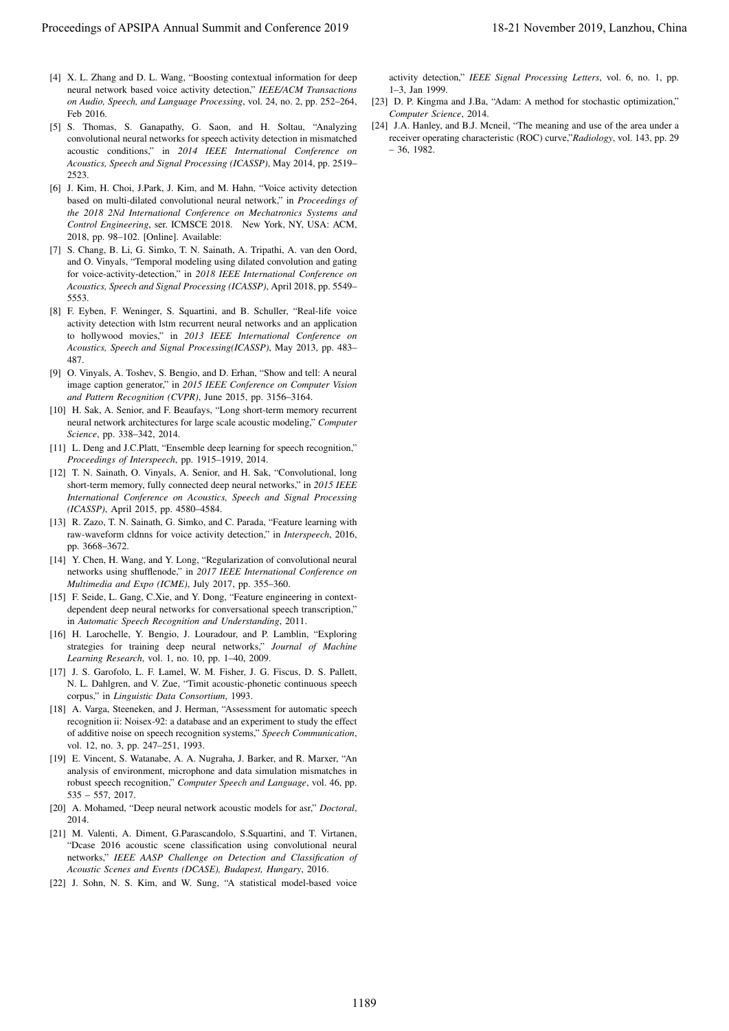[4] X. L. Zhang and D. L. Wang, "Boosting contextual information for deep neural network based voice activity detection," *IEEE/ACM Transactions on Audio, Speech, and Language Processing*, vol. 24, no. 2, pp. 252–264, Feb 2016.

[5] S. Thomas, S. Ganapathy, G. Saon, and H. Soltau, "Analyzing convolutional neural networks for speech activity detection in mismatched acoustic conditions," in *2014 IEEE International Conference on Acoustics, Speech and Signal Processing (ICASSP)*, May 2014, pp. 2519–2523.

[6] J. Kim, H. Choi, J.Park, J. Kim, and M. Hahn, "Voice activity detection based on multi-dilated convolutional neural network," in *Proceedings of the 2018 2Nd International Conference on Mechatronics Systems and Control Engineering*, ser. ICMSCE 2018. New York, NY, USA: ACM, 2018, pp. 98–102. [Online]. Available:

[7] S. Chang, B. Li, G. Simko, T. N. Sainath, A. Tripathi, A. van den Oord, and O. Vinyals, "Temporal modeling using dilated convolution and gating for voice-activity-detection," in *2018 IEEE International Conference on Acoustics, Speech and Signal Processing (ICASSP)*, April 2018, pp. 5549–5553.

[8] F. Eyben, F. Weninger, S. Squartini, and B. Schuller, "Real-life voice activity detection with lstm recurrent neural networks and an application to hollywood movies," in *2013 IEEE International Conference on Acoustics, Speech and Signal Processing(ICASSP)*, May 2013, pp. 483–487.

[9] O. Vinyals, A. Toshev, S. Bengio, and D. Erhan, "Show and tell: A neural image caption generator," in *2015 IEEE Conference on Computer Vision and Pattern Recognition (CVPR)*, June 2015, pp. 3156–3164.

[10] H. Sak, A. Senior, and F. Beaufays, "Long short-term memory recurrent neural network architectures for large scale acoustic modeling," *Computer Science*, pp. 338–342, 2014.

[11] L. Deng and J.C.Platt, "Ensemble deep learning for speech recognition," *Proceedings of Interspeech*, pp. 1915–1919, 2014.

[12] T. N. Sainath, O. Vinyals, A. Senior, and H. Sak, "Convolutional, long short-term memory, fully connected deep neural networks," in *2015 IEEE International Conference on Acoustics, Speech and Signal Processing (ICASSP)*, April 2015, pp. 4580–4584.

[13] R. Zazo, T. N. Sainath, G. Simko, and C. Parada, "Feature learning with raw-waveform cldnns for voice activity detection," in *Interspeech*, 2016, pp. 3668–3672.

[14] Y. Chen, H. Wang, and Y. Long, "Regularization of convolutional neural networks using shufflenode," in *2017 IEEE International Conference on Multimedia and Expo (ICME)*, July 2017, pp. 355–360.

[15] F. Seide, L. Gang, C.Xie, and Y. Dong, "Feature engineering in context-dependent deep neural networks for conversational speech transcription," in *Automatic Speech Recognition and Understanding*, 2011.

[16] H. Larochelle, Y. Bengio, J. Louradour, and P. Lamblin, "Exploring strategies for training deep neural networks," *Journal of Machine Learning Research*, vol. 1, no. 10, pp. 1–40, 2009.

[17] J. S. Garofolo, L. F. Lamel, W. M. Fisher, J. G. Fiscus, D. S. Pallett, N. L. Dahlgren, and V. Zue, "Timit acoustic-phonetic continuous speech corpus," in *Linguistic Data Consortium*, 1993.

[18] A. Varga, Steeneken, and J. Herman, "Assessment for automatic speech recognition ii: Noisex-92: a database and an experiment to study the effect of additive noise on speech recognition systems," *Speech Communication*, vol. 12, no. 3, pp. 247–251, 1993.

[19] E. Vincent, S. Watanabe, A. A. Nugraha, J. Barker, and R. Marxer, "An analysis of environment, microphone and data simulation mismatches in robust speech recognition," *Computer Speech and Language*, vol. 46, pp. 535 – 557, 2017.

[20] A. Mohamed, "Deep neural network acoustic models for asr," *Doctoral*, 2014.

[21] M. Valenti, A. Diment, G.Parascandolo, S.Squartini, and T. Virtanen, "Dcase 2016 acoustic scene classification using convolutional neural networks," *IEEE AASP Challenge on Detection and Classification of Acoustic Scenes and Events (DCASE), Budapest, Hungary*, 2016.

[22] J. Sohn, N. S. Kim, and W. Sung, "A statistical model-based voice activity detection," *IEEE Signal Processing Letters*, vol. 6, no. 1, pp. 1–3, Jan 1999.

[23] D. P. Kingma and J.Ba, "Adam: A method for stochastic optimization," *Computer Science*, 2014.

[24] J.A. Hanley, and B.J. Mcneil, "The meaning and use of the area under a receiver operating characteristic (ROC) curve,"*Radiology*, vol. 143, pp. 29 – 36, 1982.